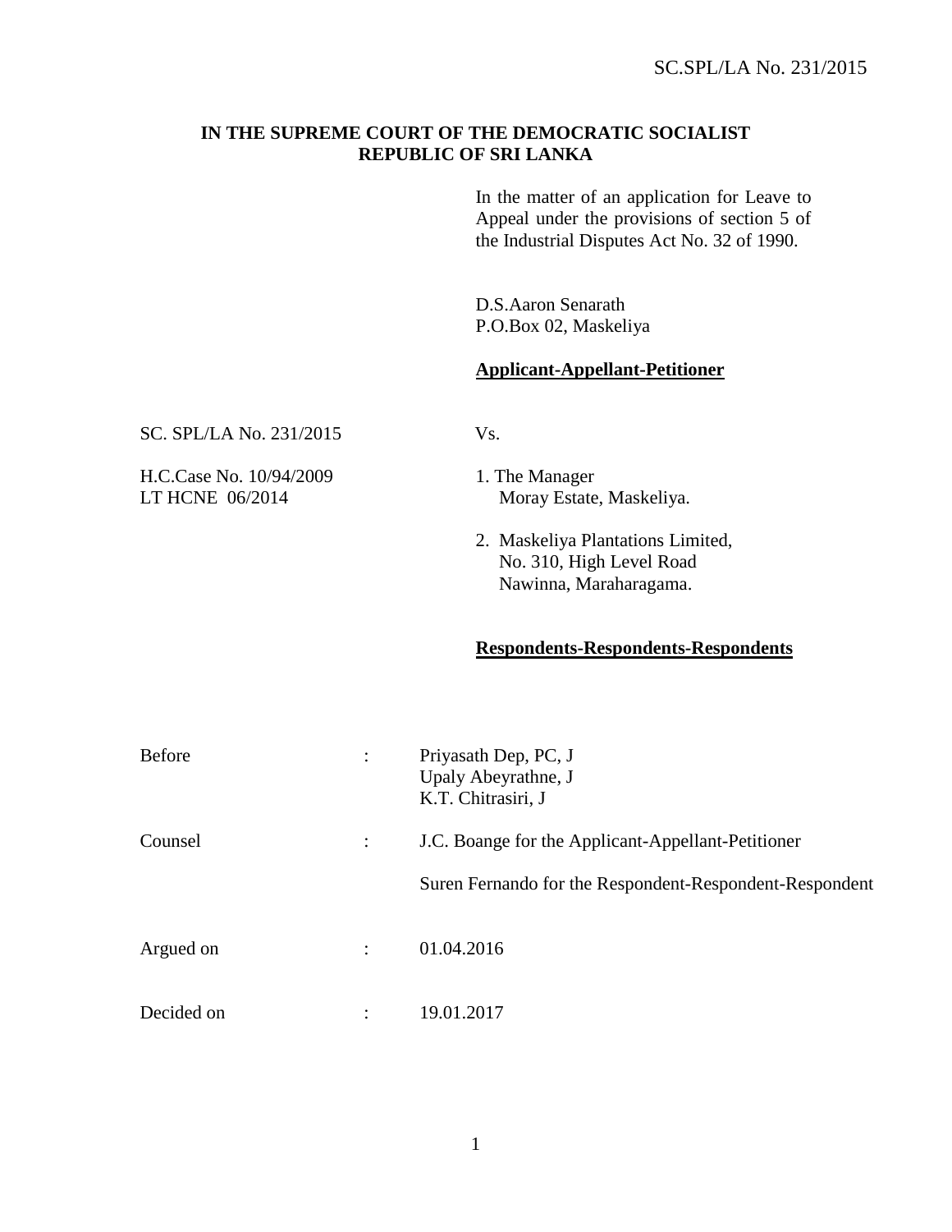**IN THE SUPREME COURT OF THE DEMOCRATIC SOCIALIST REPUBLIC OF SRI LANKA**

In the matter of an application for Leave to Appeal under the provisions of section 5 of the Industrial Disputes Act No. 32 of 1990.

D.S.Aaron Senarath
P.O.Box 02, Maskeliya

**Applicant-Appellant-Petitioner**

SC. SPL/LA No. 231/2015

Vs.

H.C.Case No. 10/94/2009
LT HCNE 06/2014

1. The Manager
   Moray Estate, Maskeliya.

2. Maskeliya Plantations Limited,
   No. 310, High Level Road
   Nawinna, Maraharagama.

**Respondents-Respondents-Respondents**

| | | |
|---|---|---|
| Before | : | Priyasath Dep, PC, J<br>Upaly Abeyrathne, J<br>K.T. Chitrasiri, J |
| Counsel | : | J.C. Boange for the Applicant-Appellant-Petitioner<br><br>Suren Fernando for the Respondent-Respondent-Respondent |
| Argued on | : | 01.04.2016 |
| Decided on | : | 19.01.2017 |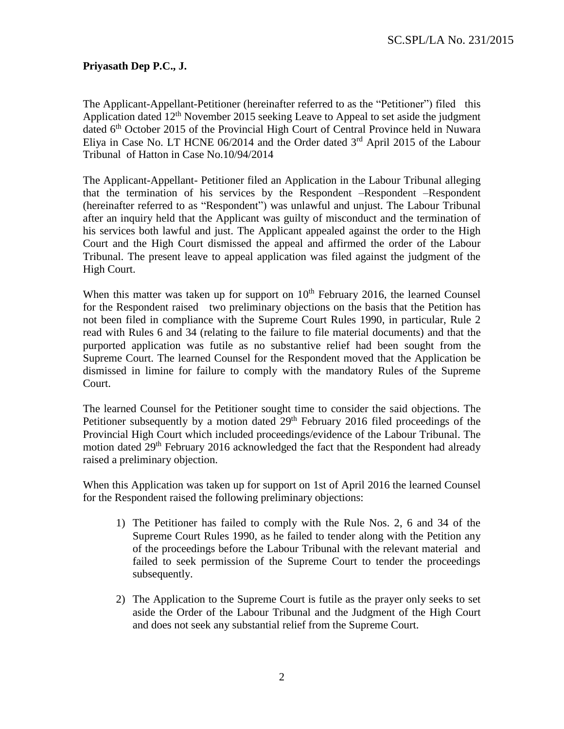**Priyasath Dep P.C., J.**

The Applicant-Appellant-Petitioner (hereinafter referred to as the "Petitioner") filed this Application dated 12th November 2015 seeking Leave to Appeal to set aside the judgment dated 6th October 2015 of the Provincial High Court of Central Province held in Nuwara Eliya in Case No. LT HCNE 06/2014 and the Order dated 3rd April 2015 of the Labour Tribunal of Hatton in Case No.10/94/2014

The Applicant-Appellant- Petitioner filed an Application in the Labour Tribunal alleging that the termination of his services by the Respondent –Respondent –Respondent (hereinafter referred to as "Respondent") was unlawful and unjust. The Labour Tribunal after an inquiry held that the Applicant was guilty of misconduct and the termination of his services both lawful and just. The Applicant appealed against the order to the High Court and the High Court dismissed the appeal and affirmed the order of the Labour Tribunal. The present leave to appeal application was filed against the judgment of the High Court.

When this matter was taken up for support on 10th February 2016, the learned Counsel for the Respondent raised two preliminary objections on the basis that the Petition has not been filed in compliance with the Supreme Court Rules 1990, in particular, Rule 2 read with Rules 6 and 34 (relating to the failure to file material documents) and that the purported application was futile as no substantive relief had been sought from the Supreme Court. The learned Counsel for the Respondent moved that the Application be dismissed in limine for failure to comply with the mandatory Rules of the Supreme Court.

The learned Counsel for the Petitioner sought time to consider the said objections. The Petitioner subsequently by a motion dated 29th February 2016 filed proceedings of the Provincial High Court which included proceedings/evidence of the Labour Tribunal. The motion dated 29th February 2016 acknowledged the fact that the Respondent had already raised a preliminary objection.

When this Application was taken up for support on 1st of April 2016 the learned Counsel for the Respondent raised the following preliminary objections:

1) The Petitioner has failed to comply with the Rule Nos. 2, 6 and 34 of the Supreme Court Rules 1990, as he failed to tender along with the Petition any of the proceedings before the Labour Tribunal with the relevant material and failed to seek permission of the Supreme Court to tender the proceedings subsequently.

2) The Application to the Supreme Court is futile as the prayer only seeks to set aside the Order of the Labour Tribunal and the Judgment of the High Court and does not seek any substantial relief from the Supreme Court.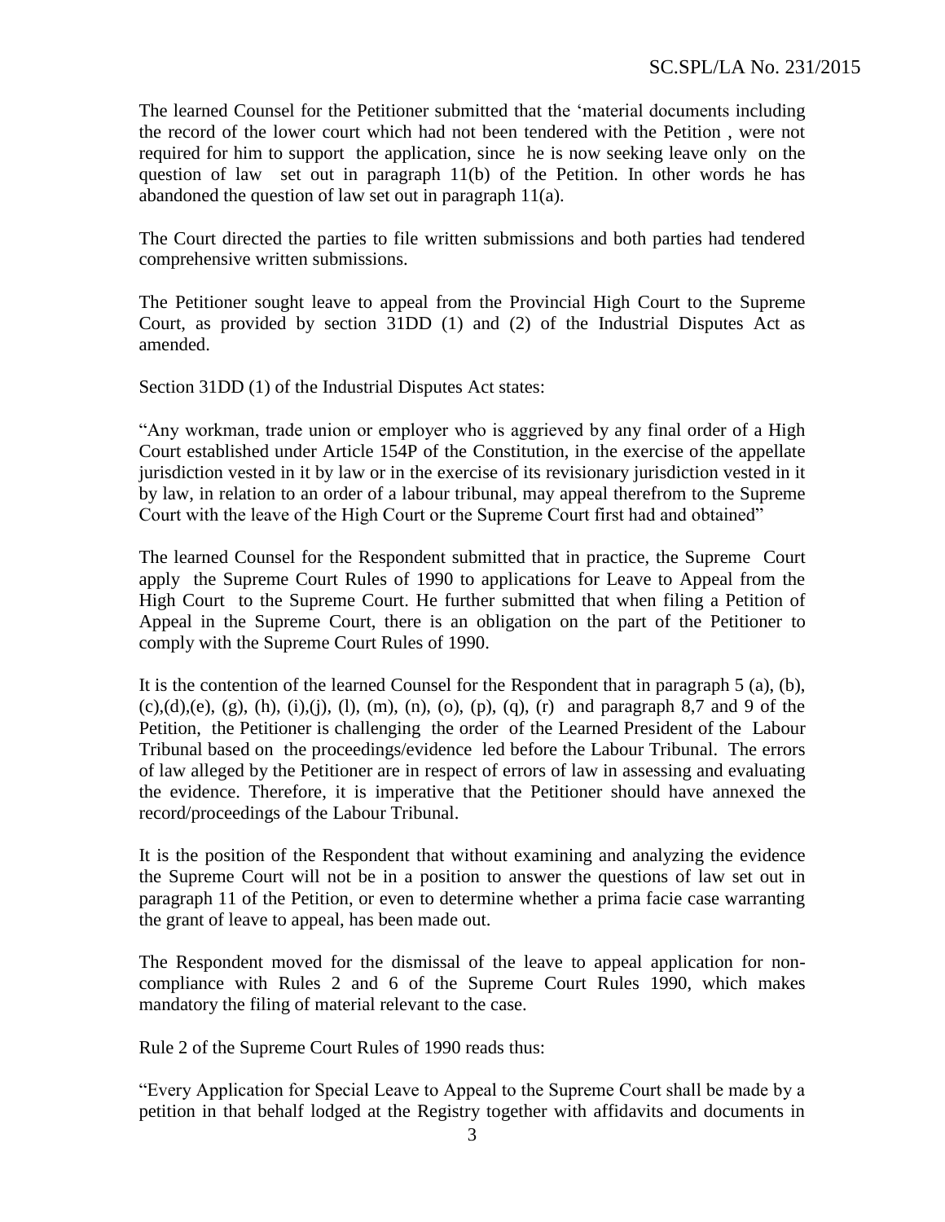The learned Counsel for the Petitioner submitted that the 'material documents including the record of the lower court which had not been tendered with the Petition , were not required for him to support the application, since he is now seeking leave only on the question of law set out in paragraph 11(b) of the Petition. In other words he has abandoned the question of law set out in paragraph 11(a).

The Court directed the parties to file written submissions and both parties had tendered comprehensive written submissions.

The Petitioner sought leave to appeal from the Provincial High Court to the Supreme Court, as provided by section 31DD (1) and (2) of the Industrial Disputes Act as amended.

Section 31DD (1) of the Industrial Disputes Act states:

"Any workman, trade union or employer who is aggrieved by any final order of a High Court established under Article 154P of the Constitution, in the exercise of the appellate jurisdiction vested in it by law or in the exercise of its revisionary jurisdiction vested in it by law, in relation to an order of a labour tribunal, may appeal therefrom to the Supreme Court with the leave of the High Court or the Supreme Court first had and obtained"

The learned Counsel for the Respondent submitted that in practice, the Supreme Court apply the Supreme Court Rules of 1990 to applications for Leave to Appeal from the High Court to the Supreme Court. He further submitted that when filing a Petition of Appeal in the Supreme Court, there is an obligation on the part of the Petitioner to comply with the Supreme Court Rules of 1990.

It is the contention of the learned Counsel for the Respondent that in paragraph 5 (a), (b), (c),(d),(e), (g), (h), (i),(j), (l), (m), (n), (o), (p), (q), (r) and paragraph 8,7 and 9 of the Petition, the Petitioner is challenging the order of the Learned President of the Labour Tribunal based on the proceedings/evidence led before the Labour Tribunal. The errors of law alleged by the Petitioner are in respect of errors of law in assessing and evaluating the evidence. Therefore, it is imperative that the Petitioner should have annexed the record/proceedings of the Labour Tribunal.

It is the position of the Respondent that without examining and analyzing the evidence the Supreme Court will not be in a position to answer the questions of law set out in paragraph 11 of the Petition, or even to determine whether a prima facie case warranting the grant of leave to appeal, has been made out.

The Respondent moved for the dismissal of the leave to appeal application for non-compliance with Rules 2 and 6 of the Supreme Court Rules 1990, which makes mandatory the filing of material relevant to the case.

Rule 2 of the Supreme Court Rules of 1990 reads thus:

"Every Application for Special Leave to Appeal to the Supreme Court shall be made by a petition in that behalf lodged at the Registry together with affidavits and documents in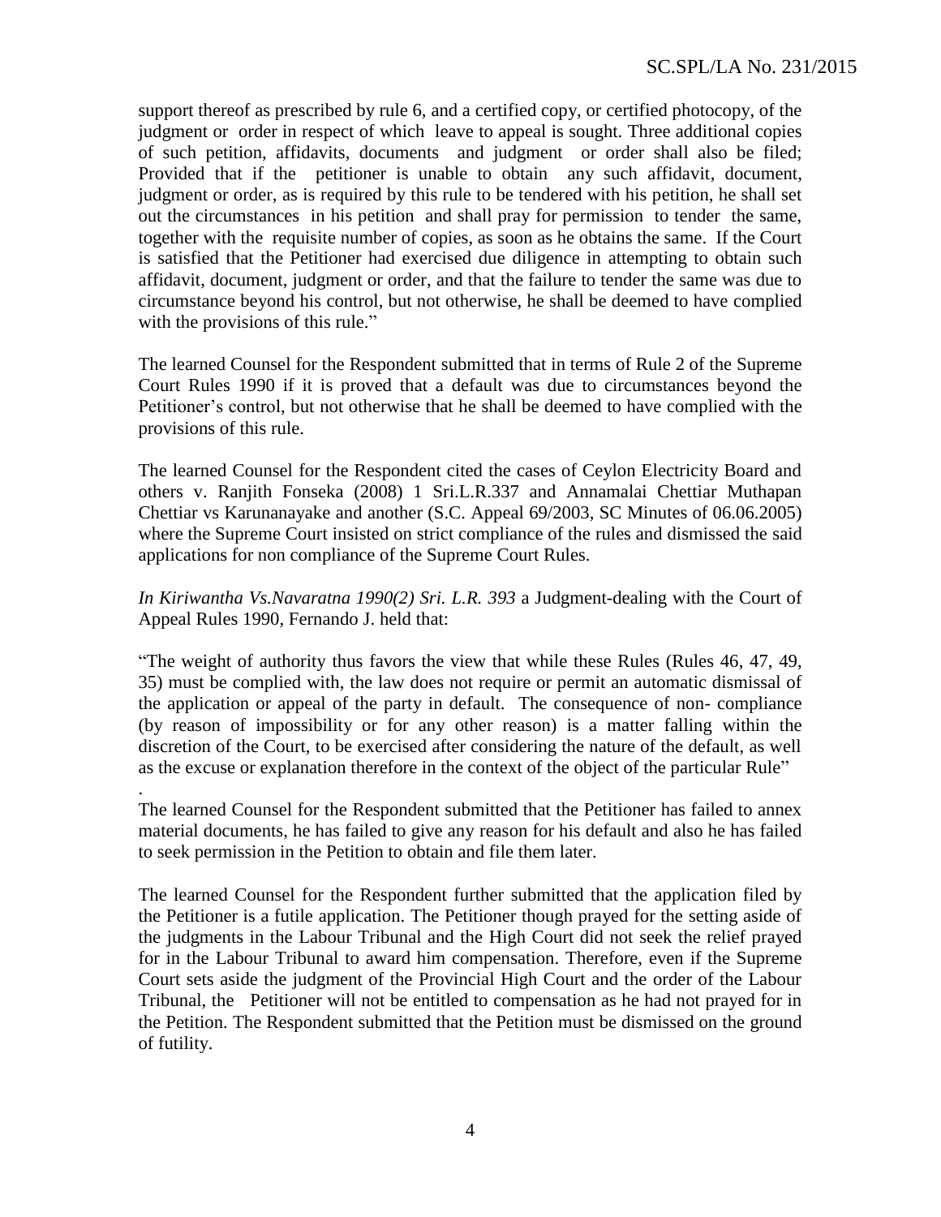support thereof as prescribed by rule 6, and a certified copy, or certified photocopy, of the judgment or order in respect of which leave to appeal is sought. Three additional copies of such petition, affidavits, documents and judgment or order shall also be filed; Provided that if the petitioner is unable to obtain any such affidavit, document, judgment or order, as is required by this rule to be tendered with his petition, he shall set out the circumstances in his petition and shall pray for permission to tender the same, together with the requisite number of copies, as soon as he obtains the same. If the Court is satisfied that the Petitioner had exercised due diligence in attempting to obtain such affidavit, document, judgment or order, and that the failure to tender the same was due to circumstance beyond his control, but not otherwise, he shall be deemed to have complied with the provisions of this rule."

The learned Counsel for the Respondent submitted that in terms of Rule 2 of the Supreme Court Rules 1990 if it is proved that a default was due to circumstances beyond the Petitioner's control, but not otherwise that he shall be deemed to have complied with the provisions of this rule.

The learned Counsel for the Respondent cited the cases of Ceylon Electricity Board and others v. Ranjith Fonseka (2008) 1 Sri.L.R.337 and Annamalai Chettiar Muthapan Chettiar vs Karunanayake and another (S.C. Appeal 69/2003, SC Minutes of 06.06.2005) where the Supreme Court insisted on strict compliance of the rules and dismissed the said applications for non compliance of the Supreme Court Rules.

*In Kiriwantha Vs.Navaratna 1990(2) Sri. L.R. 393* a Judgment-dealing with the Court of Appeal Rules 1990, Fernando J. held that:

"The weight of authority thus favors the view that while these Rules (Rules 46, 47, 49, 35) must be complied with, the law does not require or permit an automatic dismissal of the application or appeal of the party in default. The consequence of non- compliance (by reason of impossibility or for any other reason) is a matter falling within the discretion of the Court, to be exercised after considering the nature of the default, as well as the excuse or explanation therefore in the context of the object of the particular Rule"
.

The learned Counsel for the Respondent submitted that the Petitioner has failed to annex material documents, he has failed to give any reason for his default and also he has failed to seek permission in the Petition to obtain and file them later.

The learned Counsel for the Respondent further submitted that the application filed by the Petitioner is a futile application. The Petitioner though prayed for the setting aside of the judgments in the Labour Tribunal and the High Court did not seek the relief prayed for in the Labour Tribunal to award him compensation. Therefore, even if the Supreme Court sets aside the judgment of the Provincial High Court and the order of the Labour Tribunal, the Petitioner will not be entitled to compensation as he had not prayed for in the Petition. The Respondent submitted that the Petition must be dismissed on the ground of futility.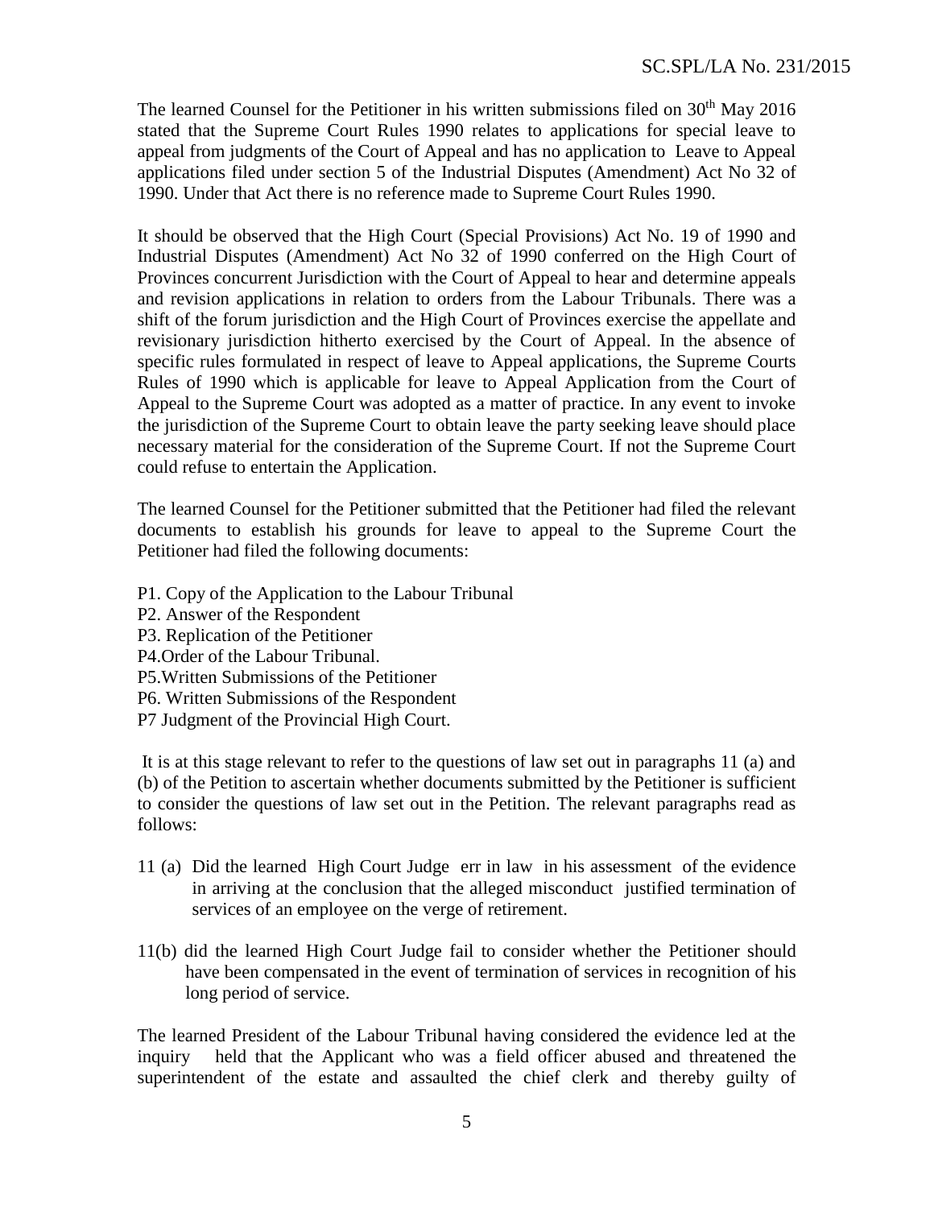The learned Counsel for the Petitioner in his written submissions filed on 30th May 2016 stated that the Supreme Court Rules 1990 relates to applications for special leave to appeal from judgments of the Court of Appeal and has no application to Leave to Appeal applications filed under section 5 of the Industrial Disputes (Amendment) Act No 32 of 1990. Under that Act there is no reference made to Supreme Court Rules 1990.

It should be observed that the High Court (Special Provisions) Act No. 19 of 1990 and Industrial Disputes (Amendment) Act No 32 of 1990 conferred on the High Court of Provinces concurrent Jurisdiction with the Court of Appeal to hear and determine appeals and revision applications in relation to orders from the Labour Tribunals. There was a shift of the forum jurisdiction and the High Court of Provinces exercise the appellate and revisionary jurisdiction hitherto exercised by the Court of Appeal. In the absence of specific rules formulated in respect of leave to Appeal applications, the Supreme Courts Rules of 1990 which is applicable for leave to Appeal Application from the Court of Appeal to the Supreme Court was adopted as a matter of practice. In any event to invoke the jurisdiction of the Supreme Court to obtain leave the party seeking leave should place necessary material for the consideration of the Supreme Court. If not the Supreme Court could refuse to entertain the Application.

The learned Counsel for the Petitioner submitted that the Petitioner had filed the relevant documents to establish his grounds for leave to appeal to the Supreme Court the Petitioner had filed the following documents:

P1. Copy of the Application to the Labour Tribunal
P2. Answer of the Respondent
P3. Replication of the Petitioner
P4.Order of the Labour Tribunal.
P5.Written Submissions of the Petitioner
P6. Written Submissions of the Respondent
P7 Judgment of the Provincial High Court.

It is at this stage relevant to refer to the questions of law set out in paragraphs 11 (a) and (b) of the Petition to ascertain whether documents submitted by the Petitioner is sufficient to consider the questions of law set out in the Petition. The relevant paragraphs read as follows:

11 (a) Did the learned High Court Judge err in law in his assessment of the evidence in arriving at the conclusion that the alleged misconduct justified termination of services of an employee on the verge of retirement.

11(b) did the learned High Court Judge fail to consider whether the Petitioner should have been compensated in the event of termination of services in recognition of his long period of service.

The learned President of the Labour Tribunal having considered the evidence led at the inquiry held that the Applicant who was a field officer abused and threatened the superintendent of the estate and assaulted the chief clerk and thereby guilty of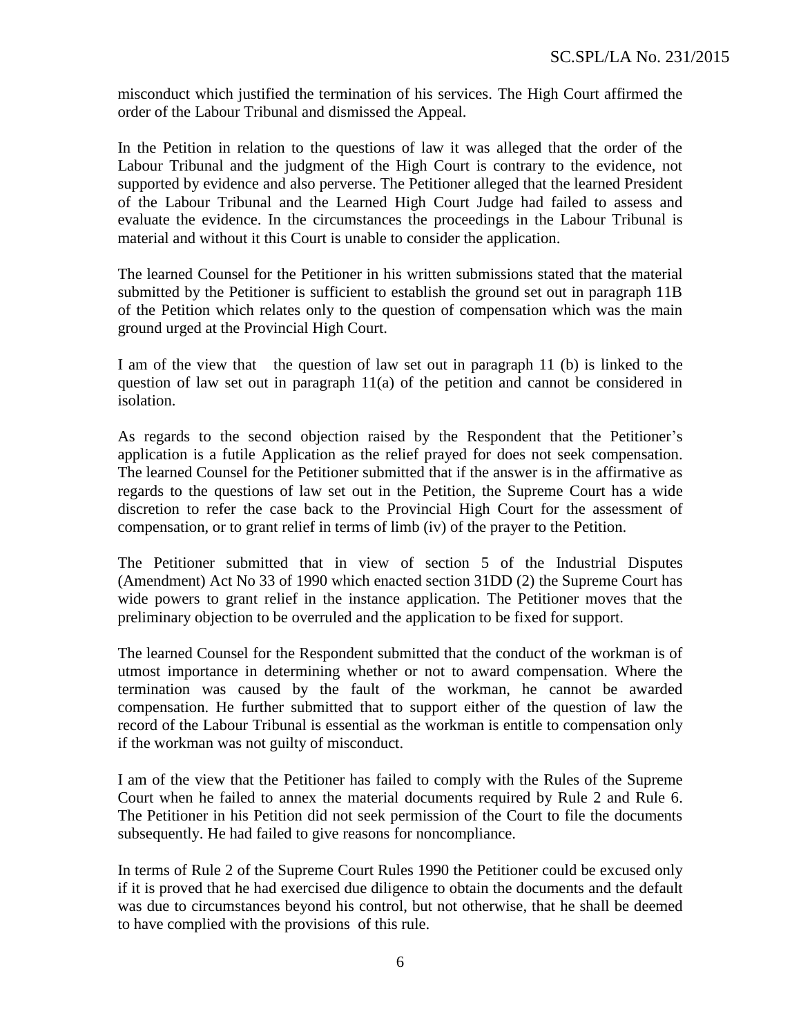misconduct which justified the termination of his services. The High Court affirmed the order of the Labour Tribunal and dismissed the Appeal.

In the Petition in relation to the questions of law it was alleged that the order of the Labour Tribunal and the judgment of the High Court is contrary to the evidence, not supported by evidence and also perverse. The Petitioner alleged that the learned President of the Labour Tribunal and the Learned High Court Judge had failed to assess and evaluate the evidence. In the circumstances the proceedings in the Labour Tribunal is material and without it this Court is unable to consider the application.

The learned Counsel for the Petitioner in his written submissions stated that the material submitted by the Petitioner is sufficient to establish the ground set out in paragraph 11B of the Petition which relates only to the question of compensation which was the main ground urged at the Provincial High Court.

I am of the view that the question of law set out in paragraph 11 (b) is linked to the question of law set out in paragraph 11(a) of the petition and cannot be considered in isolation.

As regards to the second objection raised by the Respondent that the Petitioner's application is a futile Application as the relief prayed for does not seek compensation. The learned Counsel for the Petitioner submitted that if the answer is in the affirmative as regards to the questions of law set out in the Petition, the Supreme Court has a wide discretion to refer the case back to the Provincial High Court for the assessment of compensation, or to grant relief in terms of limb (iv) of the prayer to the Petition.

The Petitioner submitted that in view of section 5 of the Industrial Disputes (Amendment) Act No 33 of 1990 which enacted section 31DD (2) the Supreme Court has wide powers to grant relief in the instance application. The Petitioner moves that the preliminary objection to be overruled and the application to be fixed for support.

The learned Counsel for the Respondent submitted that the conduct of the workman is of utmost importance in determining whether or not to award compensation. Where the termination was caused by the fault of the workman, he cannot be awarded compensation. He further submitted that to support either of the question of law the record of the Labour Tribunal is essential as the workman is entitle to compensation only if the workman was not guilty of misconduct.

I am of the view that the Petitioner has failed to comply with the Rules of the Supreme Court when he failed to annex the material documents required by Rule 2 and Rule 6. The Petitioner in his Petition did not seek permission of the Court to file the documents subsequently. He had failed to give reasons for noncompliance.

In terms of Rule 2 of the Supreme Court Rules 1990 the Petitioner could be excused only if it is proved that he had exercised due diligence to obtain the documents and the default was due to circumstances beyond his control, but not otherwise, that he shall be deemed to have complied with the provisions of this rule.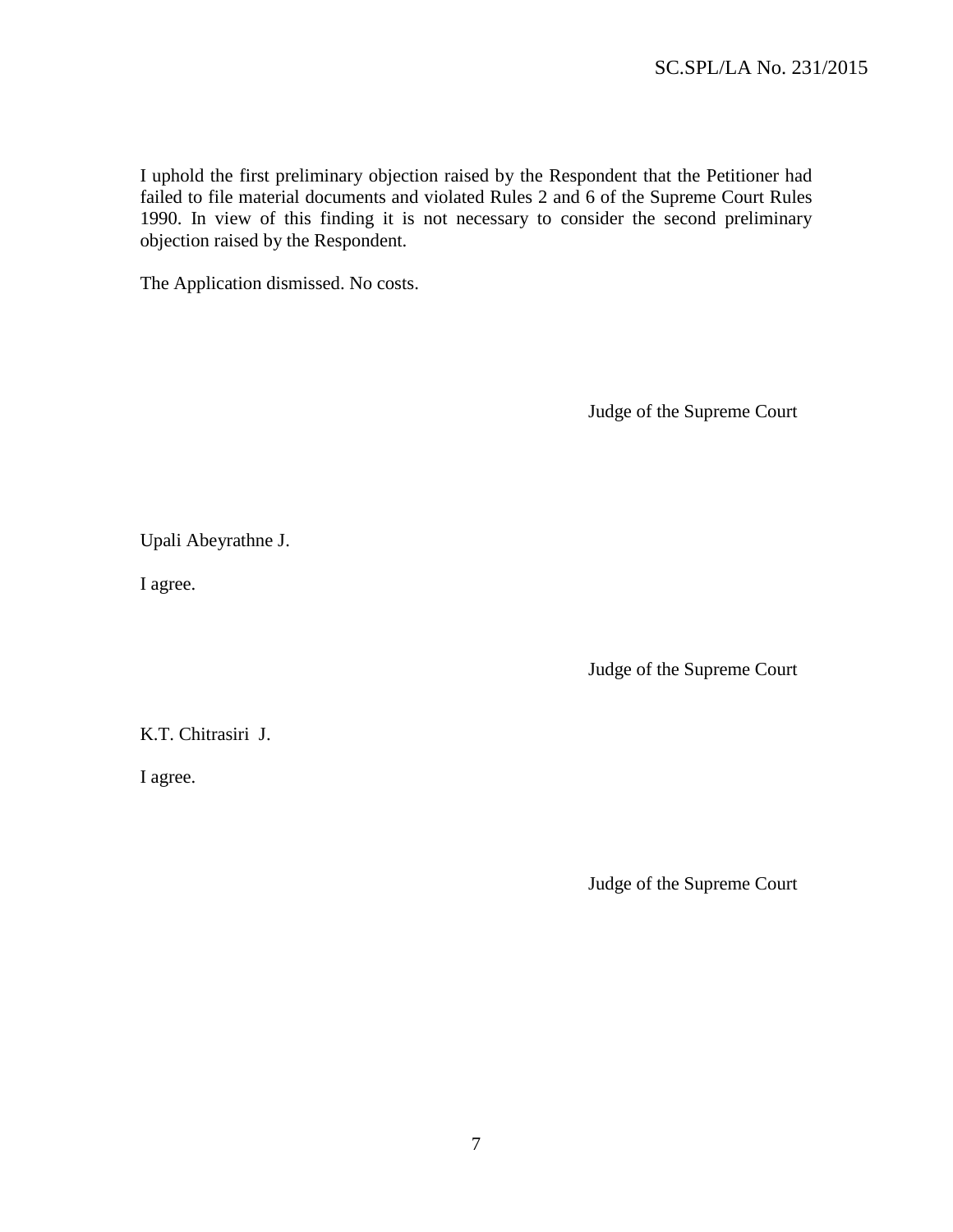I uphold the first preliminary objection raised by the Respondent that the Petitioner had failed to file material documents and violated Rules 2 and 6 of the Supreme Court Rules 1990. In view of this finding it is not necessary to consider the second preliminary objection raised by the Respondent.

The Application dismissed. No costs.

Judge of the Supreme Court

Upali Abeyrathne J.

I agree.

Judge of the Supreme Court

K.T. Chitrasiri J.

I agree.

Judge of the Supreme Court